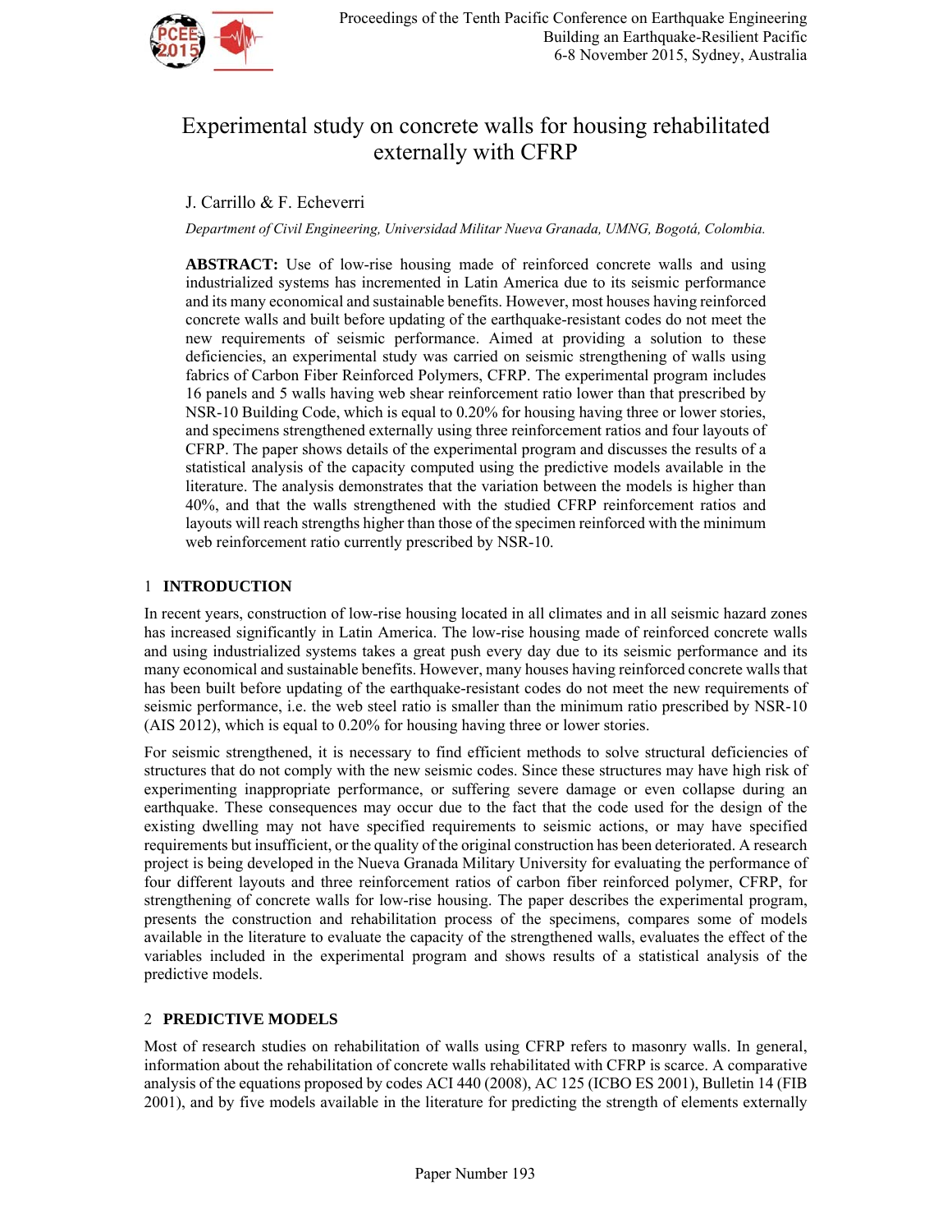# Experimental study on concrete walls for housing rehabilitated externally with CFRP

J. Carrillo & F. Echeverri

*Department of Civil Engineering, Universidad Militar Nueva Granada, UMNG, Bogotá, Colombia.*

**ABSTRACT:** Use of low-rise housing made of reinforced concrete walls and using industrialized systems has incremented in Latin America due to its seismic performance and its many economical and sustainable benefits. However, most houses having reinforced concrete walls and built before updating of the earthquake-resistant codes do not meet the new requirements of seismic performance. Aimed at providing a solution to these deficiencies, an experimental study was carried on seismic strengthening of walls using fabrics of Carbon Fiber Reinforced Polymers, CFRP. The experimental program includes 16 panels and 5 walls having web shear reinforcement ratio lower than that prescribed by NSR-10 Building Code, which is equal to 0.20% for housing having three or lower stories, and specimens strengthened externally using three reinforcement ratios and four layouts of CFRP. The paper shows details of the experimental program and discusses the results of a statistical analysis of the capacity computed using the predictive models available in the literature. The analysis demonstrates that the variation between the models is higher than 40%, and that the walls strengthened with the studied CFRP reinforcement ratios and layouts will reach strengths higher than those of the specimen reinforced with the minimum web reinforcement ratio currently prescribed by NSR-10.

## 1 INTRODUCTION

In recent years, construction of low-rise housing located in all climates and in all seismic hazard zones has increased significantly in Latin America. The low-rise housing made of reinforced concrete walls and using industrialized systems takes a great push every day due to its seismic performance and its many economical and sustainable benefits. However, many houses having reinforced concrete walls that has been built before updating of the earthquake-resistant codes do not meet the new requirements of seismic performance, i.e. the web steel ratio is smaller than the minimum ratio prescribed by NSR-10 (AIS 2012), which is equal to 0.20% for housing having three or lower stories.

For seismic strengthened, it is necessary to find efficient methods to solve structural deficiencies of structures that do not comply with the new seismic codes. Since these structures may have high risk of experimenting inappropriate performance, or suffering severe damage or even collapse during an earthquake. These consequences may occur due to the fact that the code used for the design of the existing dwelling may not have specified requirements to seismic actions, or may have specified requirements but insufficient, or the quality of the original construction has been deteriorated. A research project is being developed in the Nueva Granada Military University for evaluating the performance of four different layouts and three reinforcement ratios of carbon fiber reinforced polymer, CFRP, for strengthening of concrete walls for low-rise housing. The paper describes the experimental program, presents the construction and rehabilitation process of the specimens, compares some of models available in the literature to evaluate the capacity of the strengthened walls, evaluates the effect of the variables included in the experimental program and shows results of a statistical analysis of the predictive models.

## 2 PREDICTIVE MODELS

Most of research studies on rehabilitation of walls using CFRP refers to masonry walls. In general, information about the rehabilitation of concrete walls rehabilitated with CFRP is scarce. A comparative analysis of the equations proposed by codes ACI 440 (2008), AC 125 (ICBO ES 2001), Bulletin 14 (FIB 2001), and by five models available in the literature for predicting the strength of elements externally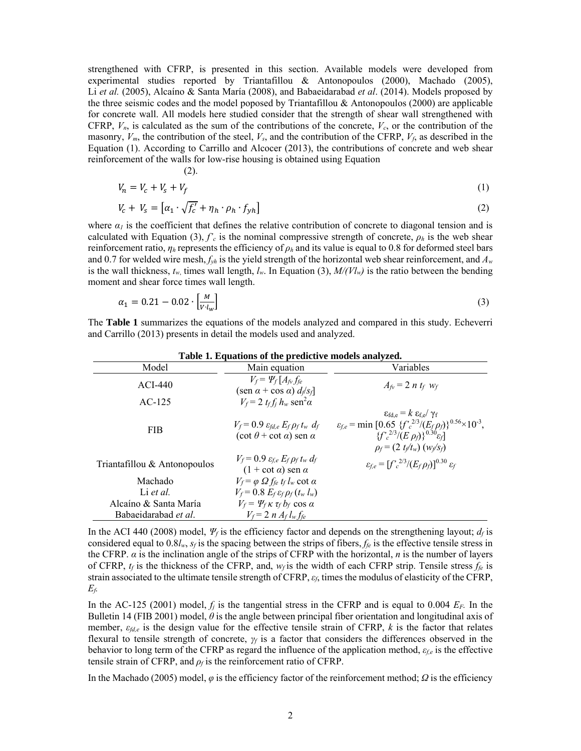strengthened with CFRP, is presented in this section. Available models were developed from experimental studies reported by Triantafillou & Antonopoulos (2000), Machado (2005), Li *et al.* (2005), Alcaíno & Santa María (2008), and Babaeidarabad *et al*. (2014). Models proposed by the three seismic codes and the model poposed by Triantafillou & Antonopoulos (2000) are applicable for concrete wall. All models here studied consider that the strength of shear wall strengthened with CFRP, $V_n$, is calculated as the sum of the contributions of the concrete, $V_c$, or the contribution of the masonry, $V_m$, the contribution of the steel, $V_s$, and the contribution of the CFRP, $V_f$, as described in the Equation (1). According to Carrillo and Alcocer (2013), the contributions of concrete and web shear reinforcement of the walls for low-rise housing is obtained using Equation

(2).

$$V_n = V_c + V_s + V_f \tag{1}$$

$$V_c + V_s = \left[\alpha_1 \cdot \sqrt{f'_c} + \eta_h \cdot \rho_h \cdot f_{yh}\right] \tag{2}$$

where $\alpha_1$ is the coefficient that defines the relative contribution of concrete to diagonal tension and is calculated with Equation (3), $f'_c$ is the nominal compressive strength of concrete, $\rho_h$ is the web shear reinforcement ratio, $\eta_h$ represents the efficiency of $\rho_h$ and its value is equal to 0.8 for deformed steel bars and 0.7 for welded wire mesh, $f_{yh}$ is the yield strength of the horizontal web shear reinforcement, and $A_w$ is the wall thickness, $t_w$, times wall length, $l_w$. In Equation (3), $M/(Vl_w)$ is the ratio between the bending moment and shear force times wall length.

$$\alpha_1 = 0.21 - 0.02 \cdot \left[\frac{M}{V \cdot l_w}\right] \tag{3}$$

The **Table 1** summarizes the equations of the models analyzed and compared in this study. Echeverri and Carrillo (2013) presents in detail the models used and analyzed.

**Table 1. Equations of the predictive models analyzed.**

| Model | Main equation | Variables |
|---|---|---|
| ACI-440 | $V_f = \Psi_f\,[A_{fv}\, f_{fe}$ (sen $\alpha$ + cos $\alpha$) $d_f/s_f]$ | $A_{fv} = 2\,n\,t_f\,w_f$ |
| AC-125 | $V_f = 2\,t_f\,f_j\,h_w$ sen$^2\alpha$ | |
| FIB | $V_f = 0.9\,\varepsilon_{fd,e}\,E_f\,\rho_f\,t_w\,d_f$ $(\cot\theta + \cot\alpha)$ sen $\alpha$ | $\varepsilon_{fd,e} = k\,\varepsilon_{f,e}/\gamma_f$; $\varepsilon_{f,e} = \min\,[0.65\,\{f'^{2/3}_c/(E_f\,\rho_f)\}^{0.56}\times10^{-3}$, $\{f'^{2/3}_c/(E\,\rho_f)\}^{0.30}\varepsilon_f]$; $\rho_f = (2\,t_f/t_w)\,(w_f/s_f)$ |
| Triantafillou & Antonopoulos | $V_f = 0.9\,\varepsilon_{f,e}\,E_f\,\rho_f\,t_w\,d_f$ $(1 + \cot\alpha)$ sen $\alpha$ | $\varepsilon_{f,e} = [f'^{2/3}_c/(E_f\,\rho_f)]^{0.30}\,\varepsilon_f$ |
| Machado | $V_f = \varphi\,\Omega\,f_{fe}\,t_f\,l_w\cot\alpha$ | |
| Li *et al.* | $V_f = 0.8\,E_f\,\varepsilon_f\,\rho_f\,(t_w\,l_w)$ | |
| Alcaíno & Santa María | $V_f = \Psi_f\,\kappa\,\tau_f\,b_f\cos\alpha$ | |
| Babaeidarabad *et al*. | $V_f = 2\,n\,A_f\,l_w\,f_{fe}$ | |

In the ACI 440 (2008) model, $\Psi_f$ is the efficiency factor and depends on the strengthening layout; $d_f$ is considered equal to $0.8l_w$, $s_f$ is the spacing between the strips of fibers, $f_{fe}$ is the effective tensile stress in the CFRP. $\alpha$ is the inclination angle of the strips of CFRP with the horizontal, $n$ is the number of layers of CFRP, $t_f$ is the thickness of the CFRP, and, $w_f$ is the width of each CFRP strip. Tensile stress $f_{fe}$ is strain associated to the ultimate tensile strength of CFRP, $\varepsilon_f$, times the modulus of elasticity of the CFRP, $E_f$.

In the AC-125 (2001) model, $f_j$ is the tangential stress in the CFRP and is equal to 0.004 $E_F$. In the Bulletin 14 (FIB 2001) model, $\theta$ is the angle between principal fiber orientation and longitudinal axis of member, $\varepsilon_{fd,e}$ is the design value for the effective tensile strain of CFRP, $k$ is the factor that relates flexural to tensile strength of concrete, $\gamma_f$ is a factor that considers the differences observed in the behavior to long term of the CFRP as regard the influence of the application method, $\varepsilon_{f,e}$ is the effective tensile strain of CFRP, and $\rho_f$ is the reinforcement ratio of CFRP.

In the Machado (2005) model, $\varphi$ is the efficiency factor of the reinforcement method; $\Omega$ is the efficiency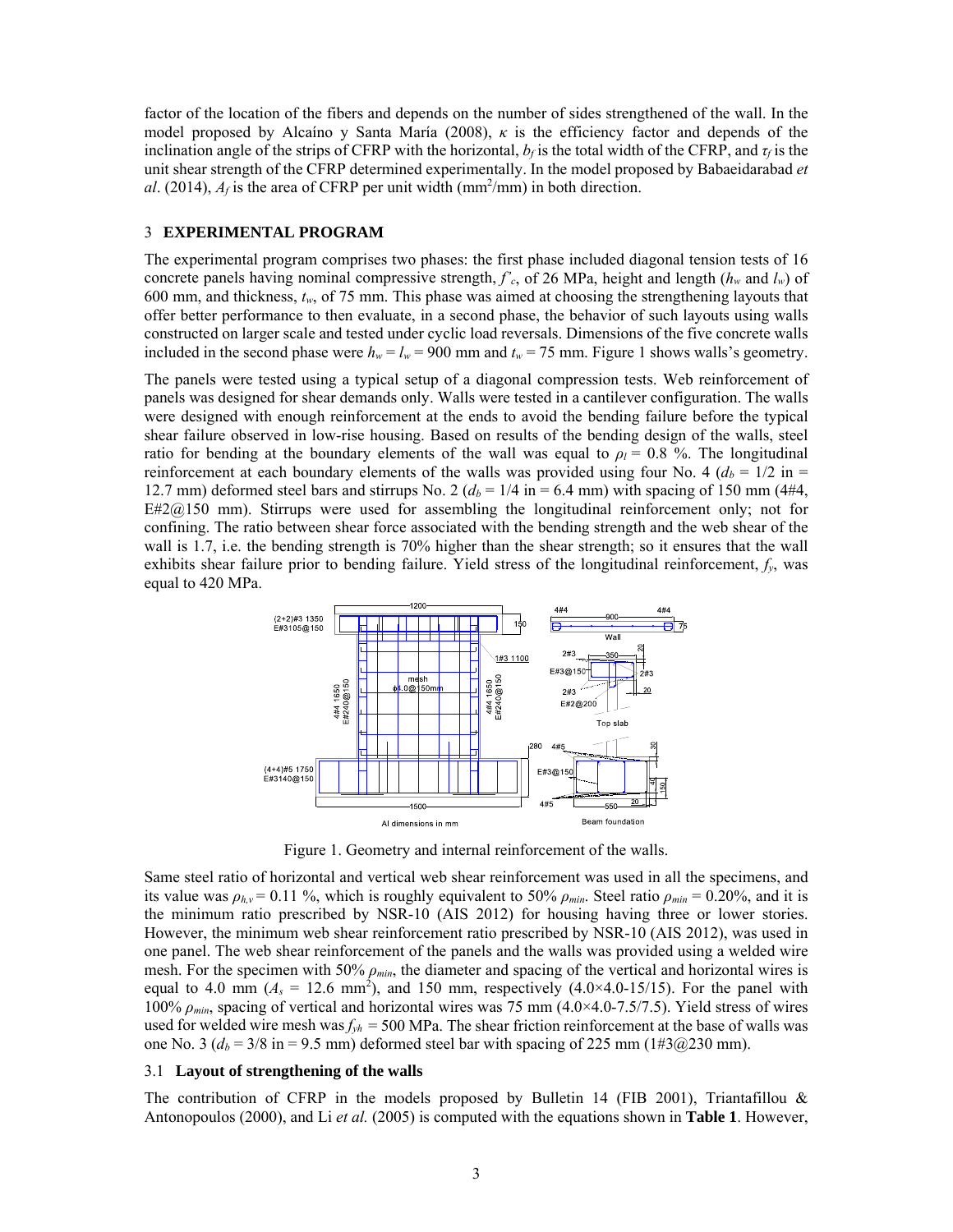factor of the location of the fibers and depends on the number of sides strengthened of the wall. In the model proposed by Alcaíno y Santa María (2008), $\kappa$ is the efficiency factor and depends of the inclination angle of the strips of CFRP with the horizontal, $b_f$ is the total width of the CFRP, and $\tau_f$ is the unit shear strength of the CFRP determined experimentally. In the model proposed by Babaeidarabad *et al*. (2014), $A_f$ is the area of CFRP per unit width (mm$^2$/mm) in both direction.

## 3 EXPERIMENTAL PROGRAM

The experimental program comprises two phases: the first phase included diagonal tension tests of 16 concrete panels having nominal compressive strength, $f'_c$, of 26 MPa, height and length ($h_w$ and $l_w$) of 600 mm, and thickness, $t_w$, of 75 mm. This phase was aimed at choosing the strengthening layouts that offer better performance to then evaluate, in a second phase, the behavior of such layouts using walls constructed on larger scale and tested under cyclic load reversals. Dimensions of the five concrete walls included in the second phase were $h_w = l_w = 900$ mm and $t_w = 75$ mm. Figure 1 shows walls's geometry.

The panels were tested using a typical setup of a diagonal compression tests. Web reinforcement of panels was designed for shear demands only. Walls were tested in a cantilever configuration. The walls were designed with enough reinforcement at the ends to avoid the bending failure before the typical shear failure observed in low-rise housing. Based on results of the bending design of the walls, steel ratio for bending at the boundary elements of the wall was equal to $\rho_l = 0.8$ %. The longitudinal reinforcement at each boundary elements of the walls was provided using four No. 4 ($d_b = 1/2$ in = 12.7 mm) deformed steel bars and stirrups No. 2 ($d_b = 1/4$ in = 6.4 mm) with spacing of 150 mm (4#4, E#2@150 mm). Stirrups were used for assembling the longitudinal reinforcement only; not for confining. The ratio between shear force associated with the bending strength and the web shear of the wall is 1.7, i.e. the bending strength is 70% higher than the shear strength; so it ensures that the wall exhibits shear failure prior to bending failure. Yield stress of the longitudinal reinforcement, $f_y$, was equal to 420 MPa.

Figure 1. Geometry and internal reinforcement of the walls.

Same steel ratio of horizontal and vertical web shear reinforcement was used in all the specimens, and its value was $\rho_{h,v} = 0.11$ %, which is roughly equivalent to 50% $\rho_{min}$. Steel ratio $\rho_{min} = 0.20\%$, and it is the minimum ratio prescribed by NSR-10 (AIS 2012) for housing having three or lower stories. However, the minimum web shear reinforcement ratio prescribed by NSR-10 (AIS 2012), was used in one panel. The web shear reinforcement of the panels and the walls was provided using a welded wire mesh. For the specimen with 50% $\rho_{min}$, the diameter and spacing of the vertical and horizontal wires is equal to 4.0 mm ($A_s = 12.6$ mm$^2$), and 150 mm, respectively (4.0×4.0-15/15). For the panel with 100% $\rho_{min}$, spacing of vertical and horizontal wires was 75 mm (4.0×4.0-7.5/7.5). Yield stress of wires used for welded wire mesh was $f_{yh} = 500$ MPa. The shear friction reinforcement at the base of walls was one No. 3 ($d_b = 3/8$ in = 9.5 mm) deformed steel bar with spacing of 225 mm (1#3@230 mm).

### 3.1 Layout of strengthening of the walls

The contribution of CFRP in the models proposed by Bulletin 14 (FIB 2001), Triantafillou & Antonopoulos (2000), and Li *et al.* (2005) is computed with the equations shown in **Table 1**. However,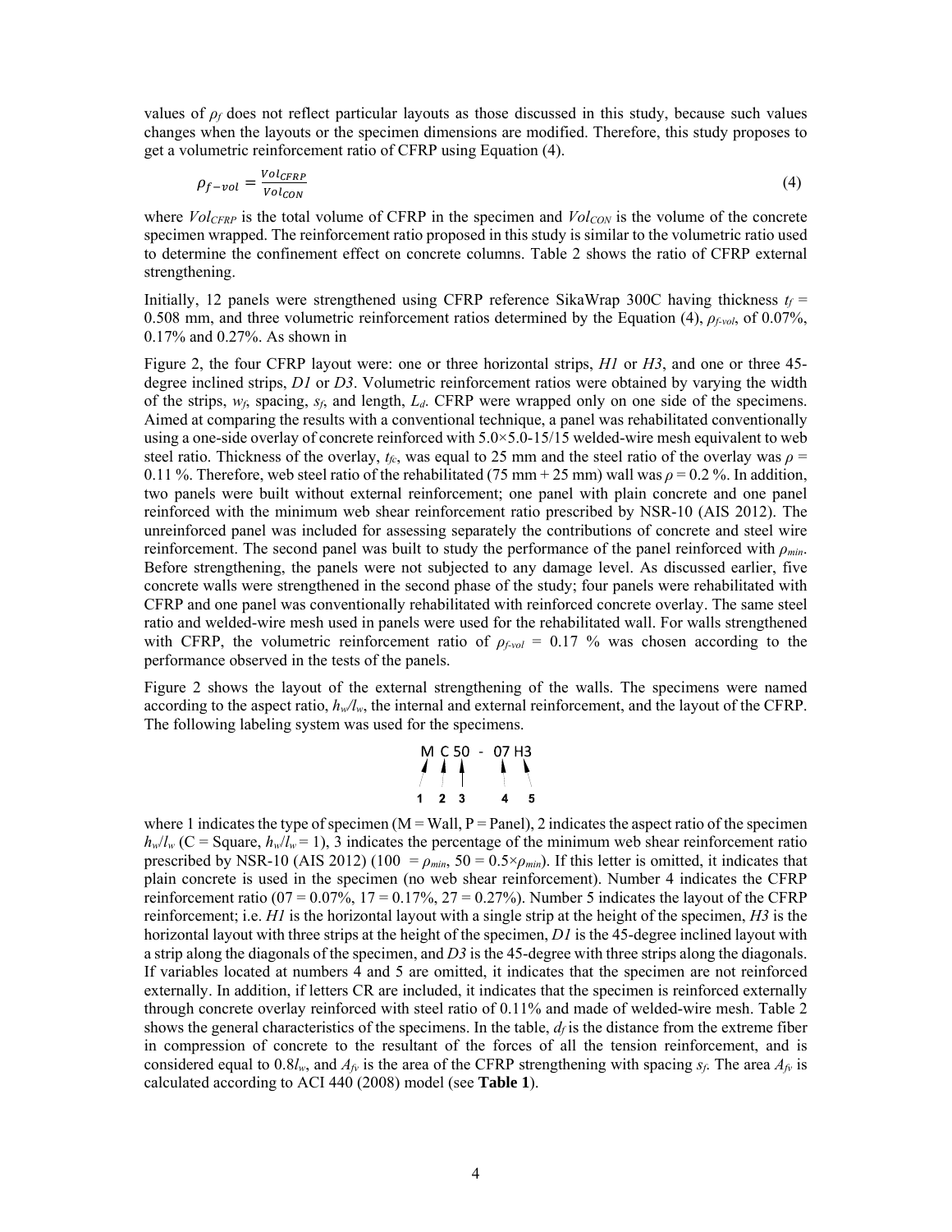values of $\rho_f$ does not reflect particular layouts as those discussed in this study, because such values changes when the layouts or the specimen dimensions are modified. Therefore, this study proposes to get a volumetric reinforcement ratio of CFRP using Equation (4).

$$\rho_{f-vol} = \frac{Vol_{CFRP}}{Vol_{CON}} \tag{4}$$

where $Vol_{CFRP}$ is the total volume of CFRP in the specimen and $Vol_{CON}$ is the volume of the concrete specimen wrapped. The reinforcement ratio proposed in this study is similar to the volumetric ratio used to determine the confinement effect on concrete columns. Table 2 shows the ratio of CFRP external strengthening.

Initially, 12 panels were strengthened using CFRP reference SikaWrap 300C having thickness $t_f$ = 0.508 mm, and three volumetric reinforcement ratios determined by the Equation (4), $\rho_{f\text{-}vol}$, of 0.07%, 0.17% and 0.27%. As shown in

Figure 2, the four CFRP layout were: one or three horizontal strips, *H1* or *H3*, and one or three 45-degree inclined strips, *D1* or *D3*. Volumetric reinforcement ratios were obtained by varying the width of the strips, $w_f$, spacing, $s_f$, and length, $L_d$. CFRP were wrapped only on one side of the specimens. Aimed at comparing the results with a conventional technique, a panel was rehabilitated conventionally using a one-side overlay of concrete reinforced with 5.0×5.0-15/15 welded-wire mesh equivalent to web steel ratio. Thickness of the overlay, $t_{fc}$, was equal to 25 mm and the steel ratio of the overlay was $\rho$ = 0.11 %. Therefore, web steel ratio of the rehabilitated (75 mm + 25 mm) wall was $\rho$ = 0.2 %. In addition, two panels were built without external reinforcement; one panel with plain concrete and one panel reinforced with the minimum web shear reinforcement ratio prescribed by NSR-10 (AIS 2012). The unreinforced panel was included for assessing separately the contributions of concrete and steel wire reinforcement. The second panel was built to study the performance of the panel reinforced with $\rho_{min}$. Before strengthening, the panels were not subjected to any damage level. As discussed earlier, five concrete walls were strengthened in the second phase of the study; four panels were rehabilitated with CFRP and one panel was conventionally rehabilitated with reinforced concrete overlay. The same steel ratio and welded-wire mesh used in panels were used for the rehabilitated wall. For walls strengthened with CFRP, the volumetric reinforcement ratio of $\rho_{f\text{-}vol}$ = 0.17 % was chosen according to the performance observed in the tests of the panels.

Figure 2 shows the layout of the external strengthening of the walls. The specimens were named according to the aspect ratio, $h_w/l_w$, the internal and external reinforcement, and the layout of the CFRP. The following labeling system was used for the specimens.

```
M C 50 - 07 H3
1 2 3    4  5
```

where 1 indicates the type of specimen (M = Wall, P = Panel), 2 indicates the aspect ratio of the specimen $h_w/l_w$ (C = Square, $h_w/l_w$ = 1), 3 indicates the percentage of the minimum web shear reinforcement ratio prescribed by NSR-10 (AIS 2012) (100 = $\rho_{min}$, 50 = 0.5×$\rho_{min}$). If this letter is omitted, it indicates that plain concrete is used in the specimen (no web shear reinforcement). Number 4 indicates the CFRP reinforcement ratio (07 = 0.07%, 17 = 0.17%, 27 = 0.27%). Number 5 indicates the layout of the CFRP reinforcement; i.e. *H1* is the horizontal layout with a single strip at the height of the specimen, *H3* is the horizontal layout with three strips at the height of the specimen, *D1* is the 45-degree inclined layout with a strip along the diagonals of the specimen, and *D3* is the 45-degree with three strips along the diagonals. If variables located at numbers 4 and 5 are omitted, it indicates that the specimen are not reinforced externally. In addition, if letters CR are included, it indicates that the specimen is reinforced externally through concrete overlay reinforced with steel ratio of 0.11% and made of welded-wire mesh. Table 2 shows the general characteristics of the specimens. In the table, $d_f$ is the distance from the extreme fiber in compression of concrete to the resultant of the forces of all the tension reinforcement, and is considered equal to 0.8$l_w$, and $A_{fv}$ is the area of the CFRP strengthening with spacing $s_f$. The area $A_{fv}$ is calculated according to ACI 440 (2008) model (see **Table 1**).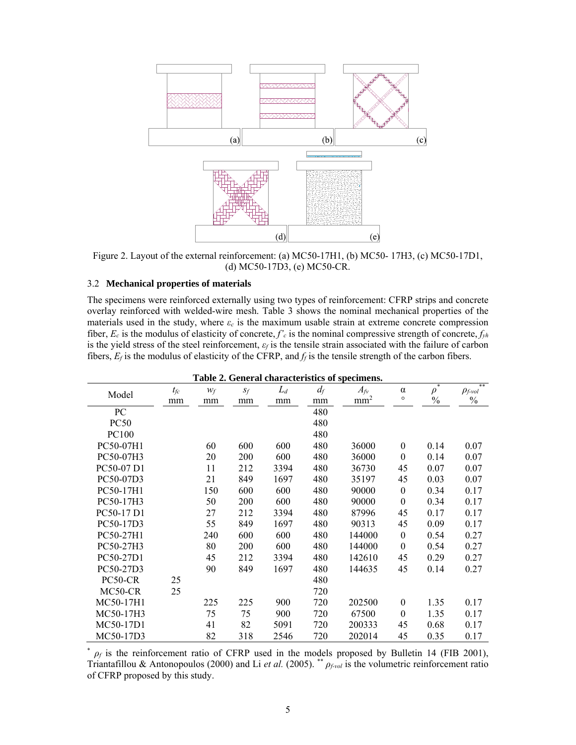Figure 2. Layout of the external reinforcement: (a) MC50-17H1, (b) MC50- 17H3, (c) MC50-17D1, (d) MC50-17D3, (e) MC50-CR.

### 3.2 Mechanical properties of materials

The specimens were reinforced externally using two types of reinforcement: CFRP strips and concrete overlay reinforced with welded-wire mesh. Table 3 shows the nominal mechanical properties of the materials used in the study, where $\varepsilon_c$ is the maximum usable strain at extreme concrete compression fiber, $E_c$ is the modulus of elasticity of concrete, $f'_c$ is the nominal compressive strength of concrete, $f_{yh}$ is the yield stress of the steel reinforcement, $\varepsilon_f$ is the tensile strain associated with the failure of carbon fibers, $E_f$ is the modulus of elasticity of the CFRP, and $f_f$ is the tensile strength of the carbon fibers.

**Table 2. General characteristics of specimens.**

| Model | $t_{fc}$ mm | $w_f$ mm | $s_f$ mm | $L_d$ mm | $d_f$ mm | $A_{fv}$ mm$^2$ | α ° | $\rho^*$ % | $\rho_{f\text{-}vol}$** % |
|---|---|---|---|---|---|---|---|---|---|
| PC | | | | | 480 | | | | |
| PC50 | | | | | 480 | | | | |
| PC100 | | | | | 480 | | | | |
| PC50-07H1 | | 60 | 600 | 600 | 480 | 36000 | 0 | 0.14 | 0.07 |
| PC50-07H3 | | 20 | 200 | 600 | 480 | 36000 | 0 | 0.14 | 0.07 |
| PC50-07 D1 | | 11 | 212 | 3394 | 480 | 36730 | 45 | 0.07 | 0.07 |
| PC50-07D3 | | 21 | 849 | 1697 | 480 | 35197 | 45 | 0.03 | 0.07 |
| PC50-17H1 | | 150 | 600 | 600 | 480 | 90000 | 0 | 0.34 | 0.17 |
| PC50-17H3 | | 50 | 200 | 600 | 480 | 90000 | 0 | 0.34 | 0.17 |
| PC50-17 D1 | | 27 | 212 | 3394 | 480 | 87996 | 45 | 0.17 | 0.17 |
| PC50-17D3 | | 55 | 849 | 1697 | 480 | 90313 | 45 | 0.09 | 0.17 |
| PC50-27H1 | | 240 | 600 | 600 | 480 | 144000 | 0 | 0.54 | 0.27 |
| PC50-27H3 | | 80 | 200 | 600 | 480 | 144000 | 0 | 0.54 | 0.27 |
| PC50-27D1 | | 45 | 212 | 3394 | 480 | 142610 | 45 | 0.29 | 0.27 |
| PC50-27D3 | | 90 | 849 | 1697 | 480 | 144635 | 45 | 0.14 | 0.27 |
| PC50-CR | 25 | | | | 480 | | | | |
| MC50-CR | 25 | | | | 720 | | | | |
| MC50-17H1 | | 225 | 225 | 900 | 720 | 202500 | 0 | 1.35 | 0.17 |
| MC50-17H3 | | 75 | 75 | 900 | 720 | 67500 | 0 | 1.35 | 0.17 |
| MC50-17D1 | | 41 | 82 | 5091 | 720 | 200333 | 45 | 0.68 | 0.17 |
| MC50-17D3 | | 82 | 318 | 2546 | 720 | 202014 | 45 | 0.35 | 0.17 |

\* $\rho_f$ is the reinforcement ratio of CFRP used in the models proposed by Bulletin 14 (FIB 2001), Triantafillou & Antonopoulos (2000) and Li *et al.* (2005). ** $\rho_{f\text{-}vol}$ is the volumetric reinforcement ratio of CFRP proposed by this study.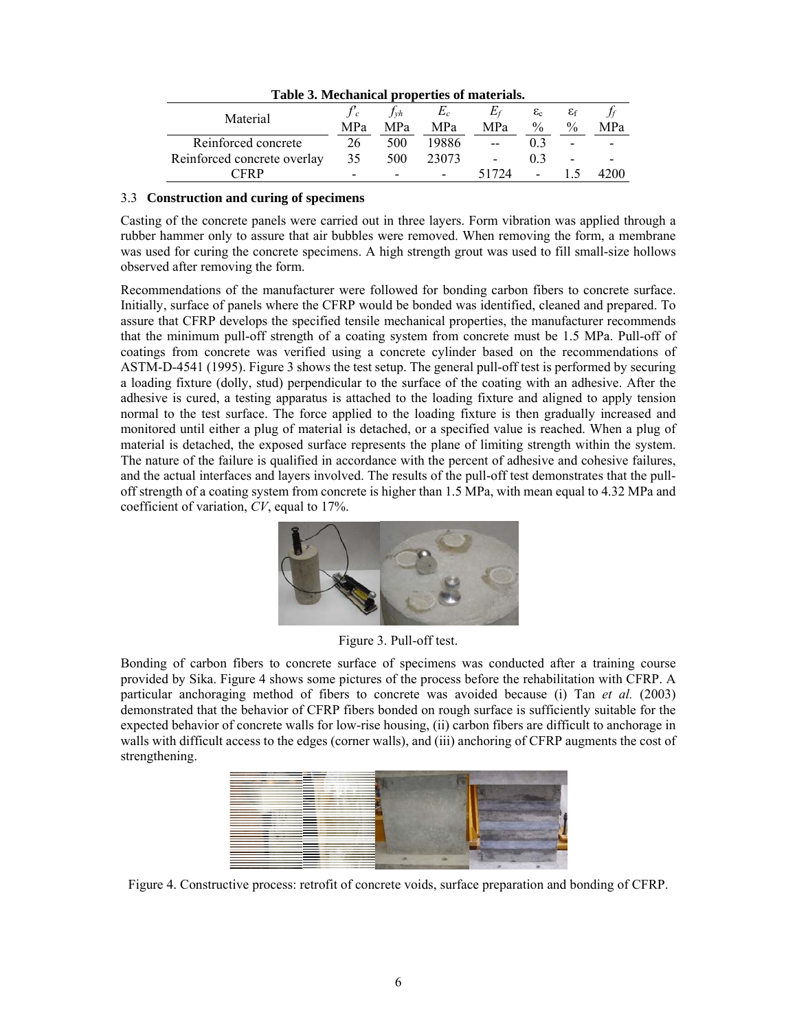**Table 3. Mechanical properties of materials.**

| Material | $f'_c$ MPa | $f_{yh}$ MPa | $E_c$ MPa | $E_f$ MPa | $\varepsilon_c$ % | $\varepsilon_f$ % | $f_f$ MPa |
|---|---|---|---|---|---|---|---|
| Reinforced concrete | 26 | 500 | 19886 | -- | 0.3 | - | - |
| Reinforced concrete overlay | 35 | 500 | 23073 | - | 0.3 | - | - |
| CFRP | - | - | - | 51724 | - | 1.5 | 4200 |

### 3.3 **Construction and curing of specimens**

Casting of the concrete panels were carried out in three layers. Form vibration was applied through a rubber hammer only to assure that air bubbles were removed. When removing the form, a membrane was used for curing the concrete specimens. A high strength grout was used to fill small-size hollows observed after removing the form.

Recommendations of the manufacturer were followed for bonding carbon fibers to concrete surface. Initially, surface of panels where the CFRP would be bonded was identified, cleaned and prepared. To assure that CFRP develops the specified tensile mechanical properties, the manufacturer recommends that the minimum pull-off strength of a coating system from concrete must be 1.5 MPa. Pull-off of coatings from concrete was verified using a concrete cylinder based on the recommendations of ASTM-D-4541 (1995). Figure 3 shows the test setup. The general pull-off test is performed by securing a loading fixture (dolly, stud) perpendicular to the surface of the coating with an adhesive. After the adhesive is cured, a testing apparatus is attached to the loading fixture and aligned to apply tension normal to the test surface. The force applied to the loading fixture is then gradually increased and monitored until either a plug of material is detached, or a specified value is reached. When a plug of material is detached, the exposed surface represents the plane of limiting strength within the system. The nature of the failure is qualified in accordance with the percent of adhesive and cohesive failures, and the actual interfaces and layers involved. The results of the pull-off test demonstrates that the pull-off strength of a coating system from concrete is higher than 1.5 MPa, with mean equal to 4.32 MPa and coefficient of variation, *CV*, equal to 17%.

Figure 3. Pull-off test.

Bonding of carbon fibers to concrete surface of specimens was conducted after a training course provided by Sika. Figure 4 shows some pictures of the process before the rehabilitation with CFRP. A particular anchoraging method of fibers to concrete was avoided because (i) Tan *et al.* (2003) demonstrated that the behavior of CFRP fibers bonded on rough surface is sufficiently suitable for the expected behavior of concrete walls for low-rise housing, (ii) carbon fibers are difficult to anchorage in walls with difficult access to the edges (corner walls), and (iii) anchoring of CFRP augments the cost of strengthening.

Figure 4. Constructive process: retrofit of concrete voids, surface preparation and bonding of CFRP.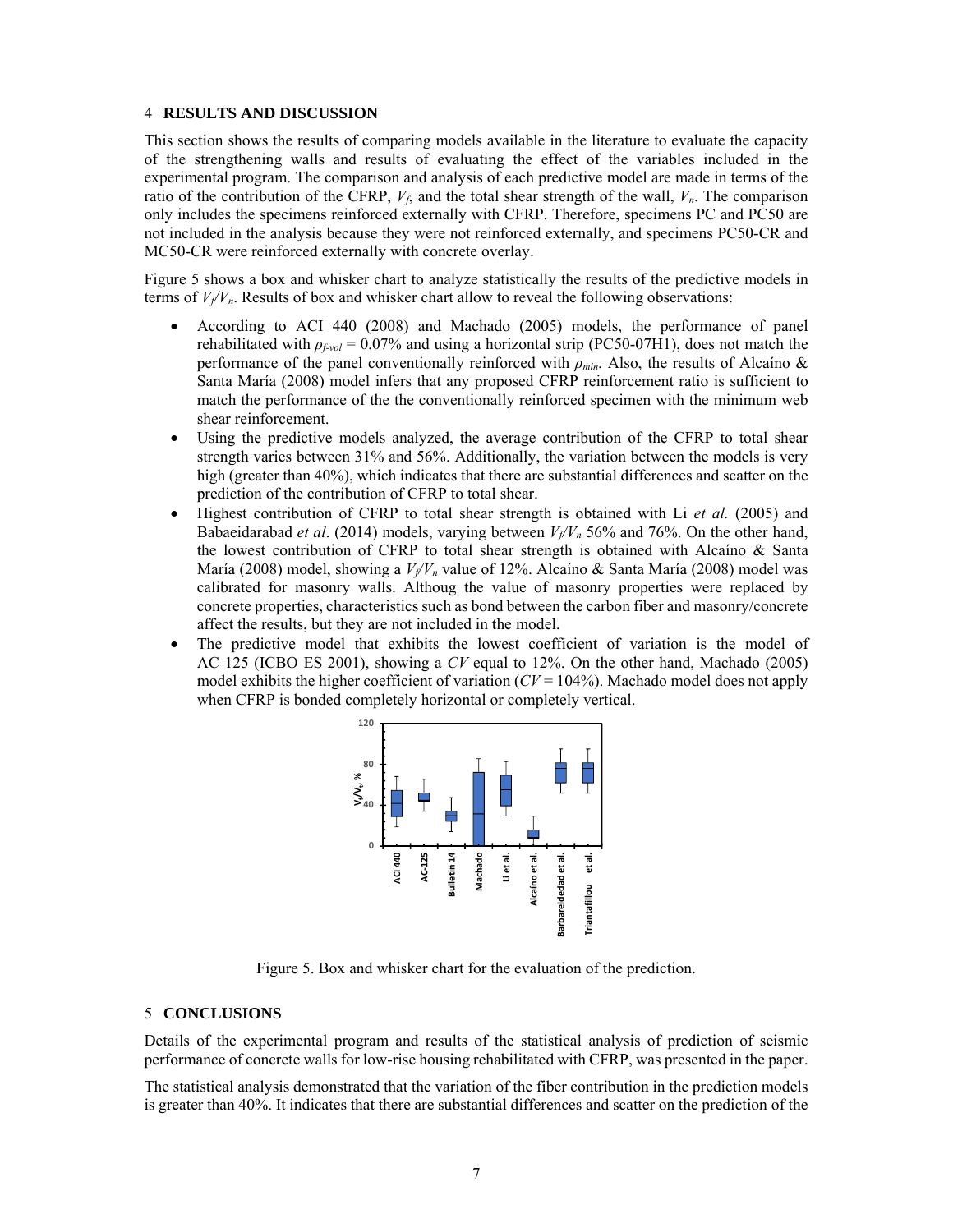## 4 RESULTS AND DISCUSSION

This section shows the results of comparing models available in the literature to evaluate the capacity of the strengthening walls and results of evaluating the effect of the variables included in the experimental program. The comparison and analysis of each predictive model are made in terms of the ratio of the contribution of the CFRP, $V_f$, and the total shear strength of the wall, $V_n$. The comparison only includes the specimens reinforced externally with CFRP. Therefore, specimens PC and PC50 are not included in the analysis because they were not reinforced externally, and specimens PC50-CR and MC50-CR were reinforced externally with concrete overlay.

Figure 5 shows a box and whisker chart to analyze statistically the results of the predictive models in terms of $V_f/V_n$. Results of box and whisker chart allow to reveal the following observations:

- According to ACI 440 (2008) and Machado (2005) models, the performance of panel rehabilitated with $\rho_{f\text{-}vol}$ = 0.07% and using a horizontal strip (PC50-07H1), does not match the performance of the panel conventionally reinforced with $\rho_{min}$. Also, the results of Alcaíno & Santa María (2008) model infers that any proposed CFRP reinforcement ratio is sufficient to match the performance of the the conventionally reinforced specimen with the minimum web shear reinforcement.
- Using the predictive models analyzed, the average contribution of the CFRP to total shear strength varies between 31% and 56%. Additionally, the variation between the models is very high (greater than 40%), which indicates that there are substantial differences and scatter on the prediction of the contribution of CFRP to total shear.
- Highest contribution of CFRP to total shear strength is obtained with Li *et al.* (2005) and Babaeidarabad *et al*. (2014) models, varying between $V_f/V_n$ 56% and 76%. On the other hand, the lowest contribution of CFRP to total shear strength is obtained with Alcaíno & Santa María (2008) model, showing a $V_f/V_n$ value of 12%. Alcaíno & Santa María (2008) model was calibrated for masonry walls. Althoug the value of masonry properties were replaced by concrete properties, characteristics such as bond between the carbon fiber and masonry/concrete affect the results, but they are not included in the model.
- The predictive model that exhibits the lowest coefficient of variation is the model of AC 125 (ICBO ES 2001), showing a *CV* equal to 12%. On the other hand, Machado (2005) model exhibits the higher coefficient of variation (*CV* = 104%). Machado model does not apply when CFRP is bonded completely horizontal or completely vertical.

Figure 5. Box and whisker chart for the evaluation of the prediction.

## 5 CONCLUSIONS

Details of the experimental program and results of the statistical analysis of prediction of seismic performance of concrete walls for low-rise housing rehabilitated with CFRP, was presented in the paper.

The statistical analysis demonstrated that the variation of the fiber contribution in the prediction models is greater than 40%. It indicates that there are substantial differences and scatter on the prediction of the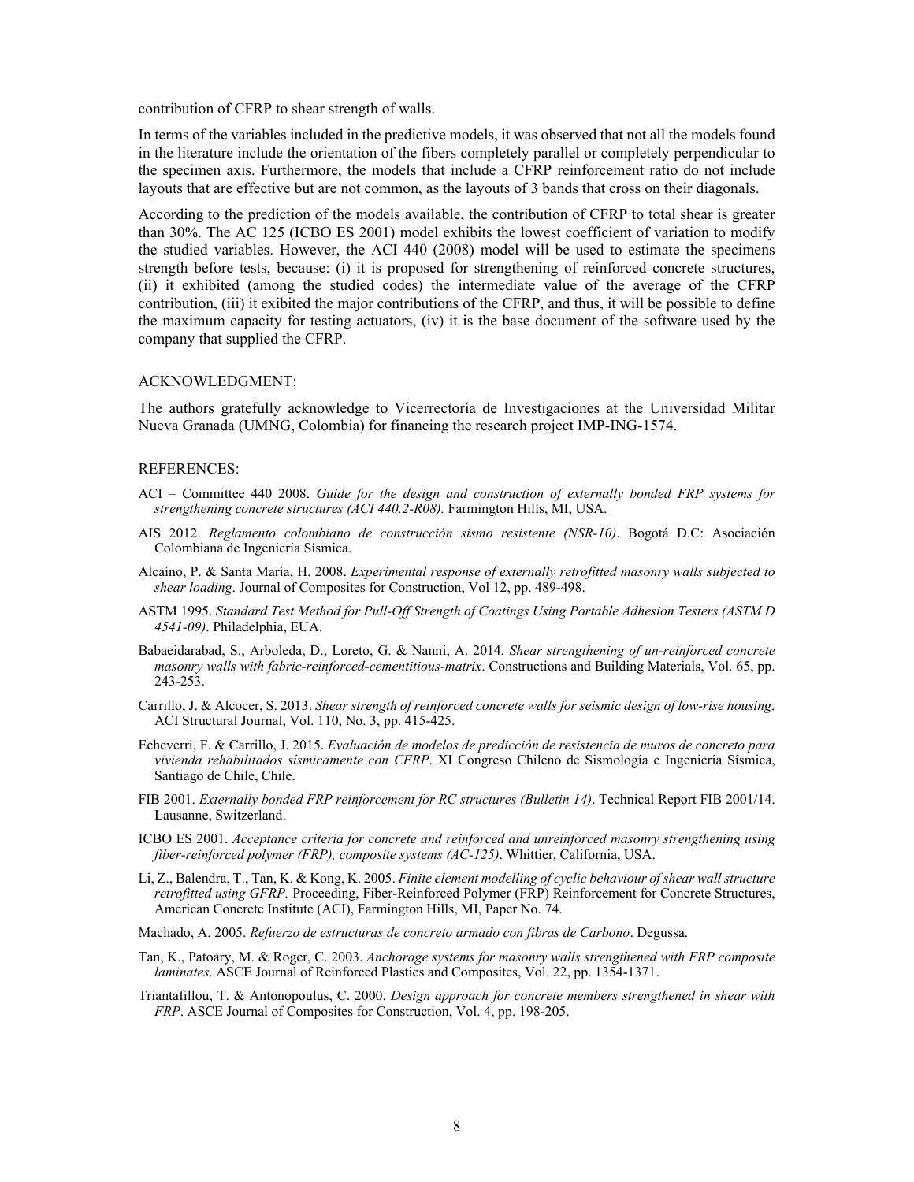contribution of CFRP to shear strength of walls.

In terms of the variables included in the predictive models, it was observed that not all the models found in the literature include the orientation of the fibers completely parallel or completely perpendicular to the specimen axis. Furthermore, the models that include a CFRP reinforcement ratio do not include layouts that are effective but are not common, as the layouts of 3 bands that cross on their diagonals.

According to the prediction of the models available, the contribution of CFRP to total shear is greater than 30%. The AC 125 (ICBO ES 2001) model exhibits the lowest coefficient of variation to modify the studied variables. However, the ACI 440 (2008) model will be used to estimate the specimens strength before tests, because: (i) it is proposed for strengthening of reinforced concrete structures, (ii) it exhibited (among the studied codes) the intermediate value of the average of the CFRP contribution, (iii) it exibited the major contributions of the CFRP, and thus, it will be possible to define the maximum capacity for testing actuators, (iv) it is the base document of the software used by the company that supplied the CFRP.

## ACKNOWLEDGMENT:

The authors gratefully acknowledge to Vicerrectoría de Investigaciones at the Universidad Militar Nueva Granada (UMNG, Colombia) for financing the research project IMP-ING-1574.

## REFERENCES:

ACI – Committee 440 2008. *Guide for the design and construction of externally bonded FRP systems for strengthening concrete structures (ACI 440.2-R08).* Farmington Hills, MI, USA.

AIS 2012. *Reglamento colombiano de construcción sismo resistente (NSR-10)*. Bogotá D.C: Asociación Colombiana de Ingeniería Sísmica.

Alcaíno, P. & Santa María, H. 2008. *Experimental response of externally retrofitted masonry walls subjected to shear loading*. Journal of Composites for Construction, Vol 12, pp. 489-498.

ASTM 1995. *Standard Test Method for Pull-Off Strength of Coatings Using Portable Adhesion Testers (ASTM D 4541-09)*. Philadelphia, EUA.

Babaeidarabad, S., Arboleda, D., Loreto, G. & Nanni, A. 2014*. Shear strengthening of un-reinforced concrete masonry walls with fabric-reinforced-cementitious-matrix*. Constructions and Building Materials, Vol. 65, pp. 243-253.

Carrillo, J. & Alcocer, S. 2013. *Shear strength of reinforced concrete walls for seismic design of low-rise housing*. ACI Structural Journal, Vol. 110, No. 3, pp. 415-425.

Echeverri, F. & Carrillo, J. 2015. *Evaluación de modelos de predicción de resistencia de muros de concreto para vivienda rehabilitados sísmicamente con CFRP*. XI Congreso Chileno de Sismología e Ingeniería Sísmica, Santiago de Chile, Chile.

FIB 2001. *Externally bonded FRP reinforcement for RC structures (Bulletin 14)*. Technical Report FIB 2001/14. Lausanne, Switzerland.

ICBO ES 2001. *Acceptance criteria for concrete and reinforced and unreinforced masonry strengthening using fiber-reinforced polymer (FRP), composite systems (AC-125)*. Whittier, California, USA.

Li, Z., Balendra, T., Tan, K. & Kong, K. 2005. *Finite element modelling of cyclic behaviour of shear wall structure retrofitted using GFRP.* Proceeding, Fiber-Reinforced Polymer (FRP) Reinforcement for Concrete Structures, American Concrete Institute (ACI), Farmington Hills, MI, Paper No. 74.

Machado, A. 2005. *Refuerzo de estructuras de concreto armado con fibras de Carbono*. Degussa.

Tan, K., Patoary, M. & Roger, C. 2003. *Anchorage systems for masonry walls strengthened with FRP composite laminates*. ASCE Journal of Reinforced Plastics and Composites, Vol. 22, pp. 1354-1371.

Triantafillou, T. & Antonopoulus, C. 2000. *Design approach for concrete members strengthened in shear with FRP*. ASCE Journal of Composites for Construction, Vol. 4, pp. 198-205.